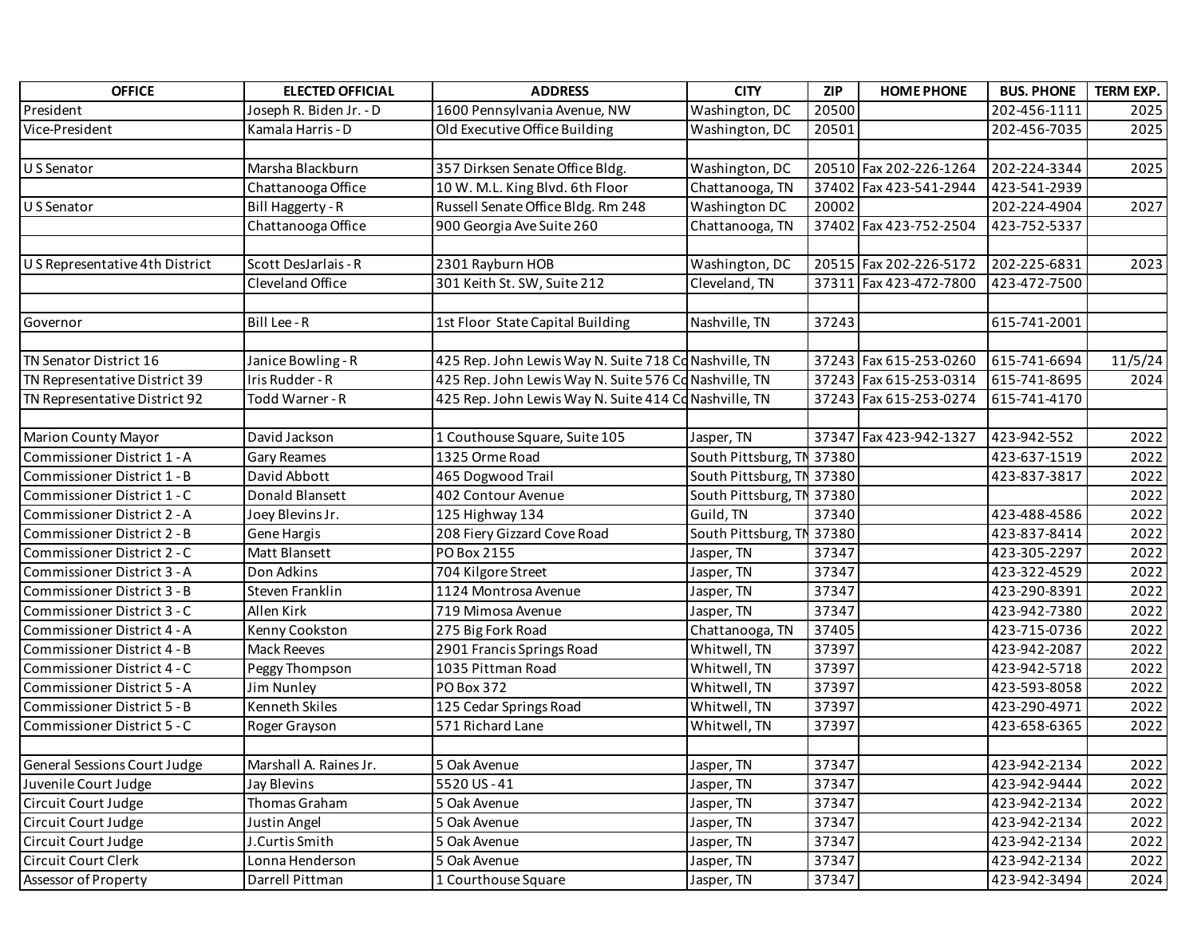| OFFICE | ELECTED OFFICIAL | ADDRESS | CITY | ZIP | HOME PHONE | BUS. PHONE | TERM EXP. |
|---|---|---|---|---|---|---|---|
| President | Joseph R. Biden Jr. - D | 1600 Pennsylvania Avenue, NW | Washington, DC | 20500 | | 202-456-1111 | 2025 |
| Vice-President | Kamala Harris - D | Old Executive Office Building | Washington, DC | 20501 | | 202-456-7035 | 2025 |
| | | | | | | | |
| U S Senator | Marsha Blackburn | 357 Dirksen Senate Office Bldg. | Washington, DC | 20510 | Fax 202-226-1264 | 202-224-3344 | 2025 |
| | Chattanooga Office | 10 W. M.L. King Blvd. 6th Floor | Chattanooga, TN | 37402 | Fax 423-541-2944 | 423-541-2939 | |
| U S Senator | Bill Haggerty - R | Russell Senate Office Bldg. Rm 248 | Washington DC | 20002 | | 202-224-4904 | 2027 |
| | Chattanooga Office | 900 Georgia Ave Suite 260 | Chattanooga, TN | 37402 | Fax 423-752-2504 | 423-752-5337 | |
| | | | | | | | |
| U S Representative 4th District | Scott DesJarlais - R | 2301 Rayburn HOB | Washington, DC | 20515 | Fax 202-226-5172 | 202-225-6831 | 2023 |
| | Cleveland Office | 301 Keith St. SW, Suite 212 | Cleveland, TN | 37311 | Fax 423-472-7800 | 423-472-7500 | |
| | | | | | | | |
| Governor | Bill Lee - R | 1st Floor State Capital Building | Nashville, TN | 37243 | | 615-741-2001 | |
| | | | | | | | |
| TN Senator District 16 | Janice Bowling - R | 425 Rep. John Lewis Way N. Suite 718 Co | Nashville, TN | 37243 | Fax 615-253-0260 | 615-741-6694 | 11/5/24 |
| TN Representative District 39 | Iris Rudder - R | 425 Rep. John Lewis Way N. Suite 576 Co | Nashville, TN | 37243 | Fax 615-253-0314 | 615-741-8695 | 2024 |
| TN Representative District 92 | Todd Warner - R | 425 Rep. John Lewis Way N. Suite 414 Co | Nashville, TN | 37243 | Fax 615-253-0274 | 615-741-4170 | |
| | | | | | | | |
| Marion County Mayor | David Jackson | 1 Couthouse Square, Suite 105 | Jasper, TN | 37347 | Fax 423-942-1327 | 423-942-552 | 2022 |
| Commissioner District 1 - A | Gary Reames | 1325 Orme Road | South Pittsburg, TN | 37380 | | 423-637-1519 | 2022 |
| Commissioner District 1 - B | David Abbott | 465 Dogwood Trail | South Pittsburg, TN | 37380 | | 423-837-3817 | 2022 |
| Commissioner District 1 - C | Donald Blansett | 402 Contour Avenue | South Pittsburg, TN | 37380 | | | 2022 |
| Commissioner District 2 - A | Joey Blevins Jr. | 125 Highway 134 | Guild, TN | 37340 | | 423-488-4586 | 2022 |
| Commissioner District 2 - B | Gene Hargis | 208 Fiery Gizzard Cove Road | South Pittsburg, TN | 37380 | | 423-837-8414 | 2022 |
| Commissioner District 2 - C | Matt Blansett | PO Box 2155 | Jasper, TN | 37347 | | 423-305-2297 | 2022 |
| Commissioner District 3 - A | Don Adkins | 704 Kilgore Street | Jasper, TN | 37347 | | 423-322-4529 | 2022 |
| Commissioner District 3 - B | Steven Franklin | 1124 Montrosa Avenue | Jasper, TN | 37347 | | 423-290-8391 | 2022 |
| Commissioner District 3 - C | Allen Kirk | 719 Mimosa Avenue | Jasper, TN | 37347 | | 423-942-7380 | 2022 |
| Commissioner District 4 - A | Kenny Cookston | 275 Big Fork Road | Chattanooga, TN | 37405 | | 423-715-0736 | 2022 |
| Commissioner District 4 - B | Mack Reeves | 2901 Francis Springs Road | Whitwell, TN | 37397 | | 423-942-2087 | 2022 |
| Commissioner District 4 - C | Peggy Thompson | 1035 Pittman Road | Whitwell, TN | 37397 | | 423-942-5718 | 2022 |
| Commissioner District 5 - A | Jim Nunley | PO Box 372 | Whitwell, TN | 37397 | | 423-593-8058 | 2022 |
| Commissioner District 5 - B | Kenneth Skiles | 125 Cedar Springs Road | Whitwell, TN | 37397 | | 423-290-4971 | 2022 |
| Commissioner District 5 - C | Roger Grayson | 571 Richard Lane | Whitwell, TN | 37397 | | 423-658-6365 | 2022 |
| | | | | | | | |
| General Sessions Court Judge | Marshall A. Raines Jr. | 5 Oak Avenue | Jasper, TN | 37347 | | 423-942-2134 | 2022 |
| Juvenile Court Judge | Jay Blevins | 5520 US - 41 | Jasper, TN | 37347 | | 423-942-9444 | 2022 |
| Circuit Court Judge | Thomas Graham | 5 Oak Avenue | Jasper, TN | 37347 | | 423-942-2134 | 2022 |
| Circuit Court Judge | Justin Angel | 5 Oak Avenue | Jasper, TN | 37347 | | 423-942-2134 | 2022 |
| Circuit Court Judge | J.Curtis Smith | 5 Oak Avenue | Jasper, TN | 37347 | | 423-942-2134 | 2022 |
| Circuit Court Clerk | Lonna Henderson | 5 Oak Avenue | Jasper, TN | 37347 | | 423-942-2134 | 2022 |
| Assessor of Property | Darrell Pittman | 1 Courthouse Square | Jasper, TN | 37347 | | 423-942-3494 | 2024 |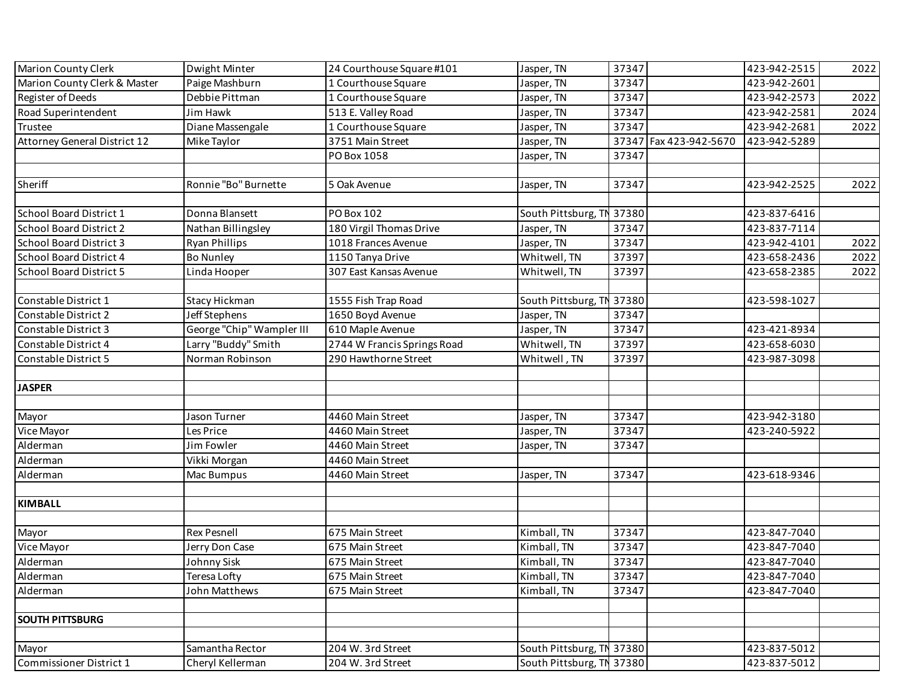| | | | | | | | |
|---|---|---|---|---|---|---|---|
| Marion County Clerk | Dwight Minter | 24 Courthouse Square #101 | Jasper, TN | 37347 | | 423-942-2515 | 2022 |
| Marion County Clerk & Master | Paige Mashburn | 1 Courthouse Square | Jasper, TN | 37347 | | 423-942-2601 | |
| Register of Deeds | Debbie Pittman | 1 Courthouse Square | Jasper, TN | 37347 | | 423-942-2573 | 2022 |
| Road Superintendent | Jim Hawk | 513 E. Valley Road | Jasper, TN | 37347 | | 423-942-2581 | 2024 |
| Trustee | Diane Massengale | 1 Courthouse Square | Jasper, TN | 37347 | | 423-942-2681 | 2022 |
| Attorney General District 12 | Mike Taylor | 3751 Main Street | Jasper, TN | 37347 | Fax 423-942-5670 | 423-942-5289 | |
| | | PO Box 1058 | Jasper, TN | 37347 | | | |
| | | | | | | | |
| Sheriff | Ronnie "Bo" Burnette | 5 Oak Avenue | Jasper, TN | 37347 | | 423-942-2525 | 2022 |
| | | | | | | | |
| School Board District 1 | Donna Blansett | PO Box 102 | South Pittsburg, TN | 37380 | | 423-837-6416 | |
| School Board District 2 | Nathan Billingsley | 180 Virgil Thomas Drive | Jasper, TN | 37347 | | 423-837-7114 | |
| School Board District 3 | Ryan Phillips | 1018 Frances Avenue | Jasper, TN | 37347 | | 423-942-4101 | 2022 |
| School Board District 4 | Bo Nunley | 1150 Tanya Drive | Whitwell, TN | 37397 | | 423-658-2436 | 2022 |
| School Board District 5 | Linda Hooper | 307 East Kansas Avenue | Whitwell, TN | 37397 | | 423-658-2385 | 2022 |
| | | | | | | | |
| Constable District 1 | Stacy Hickman | 1555 Fish Trap Road | South Pittsburg, TN | 37380 | | 423-598-1027 | |
| Constable District 2 | Jeff Stephens | 1650 Boyd Avenue | Jasper, TN | 37347 | | | |
| Constable District 3 | George "Chip" Wampler III | 610 Maple Avenue | Jasper, TN | 37347 | | 423-421-8934 | |
| Constable District 4 | Larry "Buddy" Smith | 2744 W Francis Springs Road | Whitwell, TN | 37397 | | 423-658-6030 | |
| Constable District 5 | Norman Robinson | 290 Hawthorne Street | Whitwell , TN | 37397 | | 423-987-3098 | |
| | | | | | | | |
| **JASPER** | | | | | | | |
| | | | | | | | |
| Mayor | Jason Turner | 4460 Main Street | Jasper, TN | 37347 | | 423-942-3180 | |
| Vice Mayor | Les Price | 4460 Main Street | Jasper, TN | 37347 | | 423-240-5922 | |
| Alderman | Jim Fowler | 4460 Main Street | Jasper, TN | 37347 | | | |
| Alderman | Vikki Morgan | 4460 Main Street | | | | | |
| Alderman | Mac Bumpus | 4460 Main Street | Jasper, TN | 37347 | | 423-618-9346 | |
| | | | | | | | |
| **KIMBALL** | | | | | | | |
| | | | | | | | |
| Mayor | Rex Pesnell | 675 Main Street | Kimball, TN | 37347 | | 423-847-7040 | |
| Vice Mayor | Jerry Don Case | 675 Main Street | Kimball, TN | 37347 | | 423-847-7040 | |
| Alderman | Johnny Sisk | 675 Main Street | Kimball, TN | 37347 | | 423-847-7040 | |
| Alderman | Teresa Lofty | 675 Main Street | Kimball, TN | 37347 | | 423-847-7040 | |
| Alderman | John Matthews | 675 Main Street | Kimball, TN | 37347 | | 423-847-7040 | |
| | | | | | | | |
| **SOUTH PITTSBURG** | | | | | | | |
| | | | | | | | |
| Mayor | Samantha Rector | 204 W. 3rd Street | South Pittsburg, TN | 37380 | | 423-837-5012 | |
| Commissioner District 1 | Cheryl Kellerman | 204 W. 3rd Street | South Pittsburg, TN | 37380 | | 423-837-5012 | |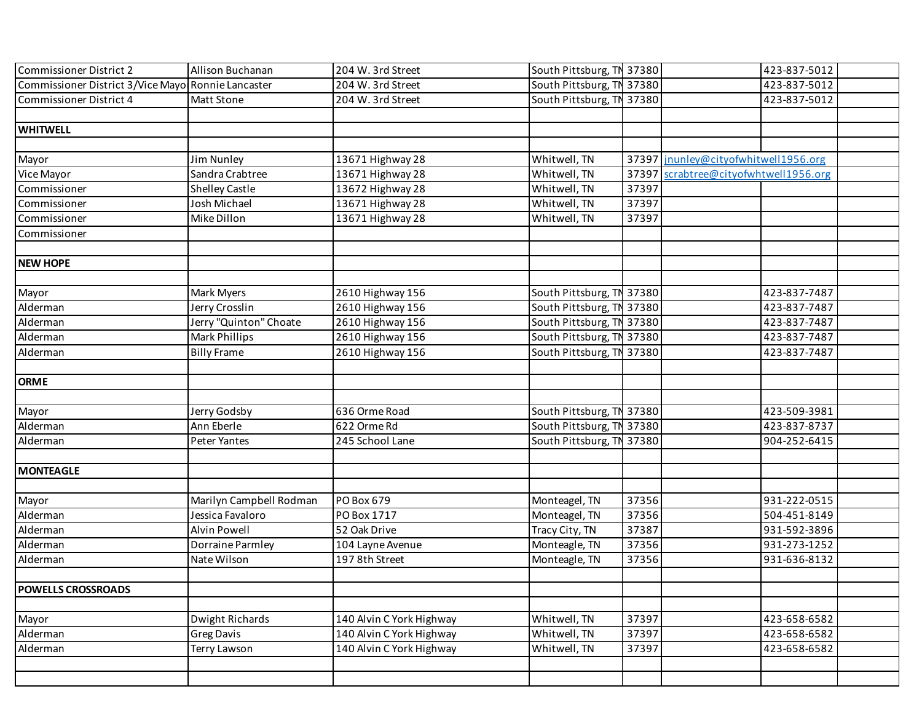| | | | | | | | |
|---|---|---|---|---|---|---|---|
| Commissioner District 2 | Allison Buchanan | 204 W. 3rd Street | South Pittsburg, TN | 37380 | | 423-837-5012 | |
| Commissioner District 3/Vice Mayo | Ronnie Lancaster | 204 W. 3rd Street | South Pittsburg, TN | 37380 | | 423-837-5012 | |
| Commissioner District 4 | Matt Stone | 204 W. 3rd Street | South Pittsburg, TN | 37380 | | 423-837-5012 | |
| | | | | | | | |
| **WHITWELL** | | | | | | | |
| | | | | | | | |
| Mayor | Jim Nunley | 13671 Highway 28 | Whitwell, TN | 37397 | jnunley@cityofwhitwell1956.org | | |
| Vice Mayor | Sandra Crabtree | 13671 Highway 28 | Whitwell, TN | 37397 | scrabtree@cityofwhtwell1956.org | | |
| Commissioner | Shelley Castle | 13672 Highway 28 | Whitwell, TN | 37397 | | | |
| Commissioner | Josh Michael | 13671 Highway 28 | Whitwell, TN | 37397 | | | |
| Commissioner | Mike Dillon | 13671 Highway 28 | Whitwell, TN | 37397 | | | |
| Commissioner | | | | | | | |
| | | | | | | | |
| **NEW HOPE** | | | | | | | |
| | | | | | | | |
| Mayor | Mark Myers | 2610 Highway 156 | South Pittsburg, TN | 37380 | | 423-837-7487 | |
| Alderman | Jerry Crosslin | 2610 Highway 156 | South Pittsburg, TN | 37380 | | 423-837-7487 | |
| Alderman | Jerry "Quinton" Choate | 2610 Highway 156 | South Pittsburg, TN | 37380 | | 423-837-7487 | |
| Alderman | Mark Phillips | 2610 Highway 156 | South Pittsburg, TN | 37380 | | 423-837-7487 | |
| Alderman | Billy Frame | 2610 Highway 156 | South Pittsburg, TN | 37380 | | 423-837-7487 | |
| | | | | | | | |
| **ORME** | | | | | | | |
| | | | | | | | |
| Mayor | Jerry Godsby | 636 Orme Road | South Pittsburg, TN | 37380 | | 423-509-3981 | |
| Alderman | Ann Eberle | 622 Orme Rd | South Pittsburg, TN | 37380 | | 423-837-8737 | |
| Alderman | Peter Yantes | 245 School Lane | South Pittsburg, TN | 37380 | | 904-252-6415 | |
| | | | | | | | |
| **MONTEAGLE** | | | | | | | |
| | | | | | | | |
| Mayor | Marilyn Campbell Rodman | PO Box 679 | Monteagel, TN | 37356 | | 931-222-0515 | |
| Alderman | Jessica Favaloro | PO Box 1717 | Monteagel, TN | 37356 | | 504-451-8149 | |
| Alderman | Alvin Powell | 52 Oak Drive | Tracy City, TN | 37387 | | 931-592-3896 | |
| Alderman | Dorraine Parmley | 104 Layne Avenue | Monteagle, TN | 37356 | | 931-273-1252 | |
| Alderman | Nate Wilson | 197 8th Street | Monteagle, TN | 37356 | | 931-636-8132 | |
| | | | | | | | |
| **POWELLS CROSSROADS** | | | | | | | |
| | | | | | | | |
| Mayor | Dwight Richards | 140 Alvin C York Highway | Whitwell, TN | 37397 | | 423-658-6582 | |
| Alderman | Greg Davis | 140 Alvin C York Highway | Whitwell, TN | 37397 | | 423-658-6582 | |
| Alderman | Terry Lawson | 140 Alvin C York Highway | Whitwell, TN | 37397 | | 423-658-6582 | |
| | | | | | | | |
| | | | | | | | |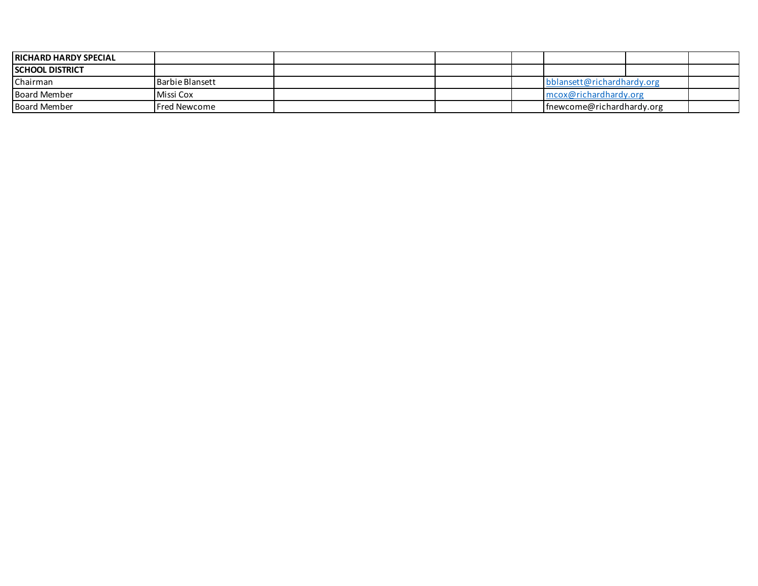| | | | | | | | |
|---|---|---|---|---|---|---|---|
| **RICHARD HARDY SPECIAL** | | | | | | | |
| **SCHOOL DISTRICT** | | | | | | | |
| Chairman | Barbie Blansett | | | | bblansett@richardhardy.org | | |
| Board Member | Missi Cox | | | | mcox@richardhardy.org | | |
| Board Member | Fred Newcome | | | | fnewcome@richardhardy.org | | |